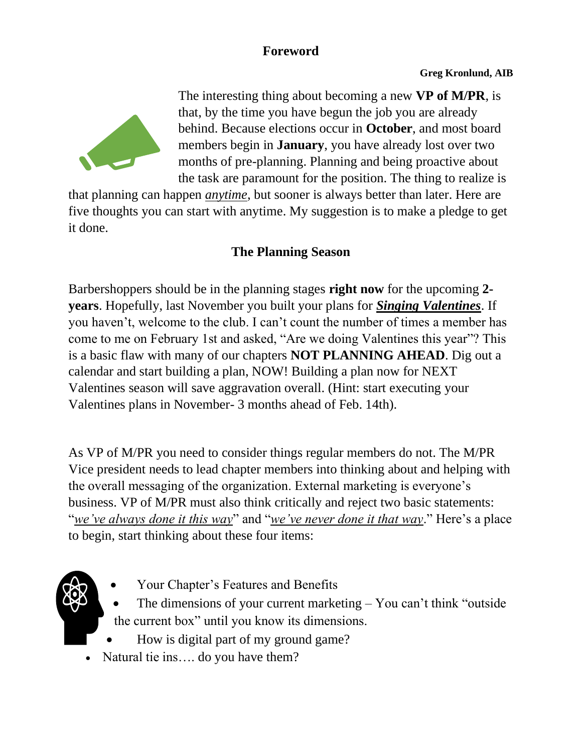# Foreword

**Greg Kronlund, AIB**

The interesting thing about becoming a new **VP of M/PR**, is that, by the time you have begun the job you are already behind. Because elections occur in **October**, and most board members begin in **January**, you have already lost over two months of pre-planning. Planning and being proactive about the task are paramount for the position. The thing to realize is that planning can happen ***anytime***, but sooner is always better than later. Here are five thoughts you can start with anytime. My suggestion is to make a pledge to get it done.

## The Planning Season

Barbershoppers should be in the planning stages **right now** for the upcoming **2-years**. Hopefully, last November you built your plans for ***Singing Valentines***. If you haven't, welcome to the club. I can't count the number of times a member has come to me on February 1st and asked, "Are we doing Valentines this year"? This is a basic flaw with many of our chapters **NOT PLANNING AHEAD**. Dig out a calendar and start building a plan, NOW! Building a plan now for NEXT Valentines season will save aggravation overall. (Hint: start executing your Valentines plans in November- 3 months ahead of Feb. 14th).

As VP of M/PR you need to consider things regular members do not. The M/PR Vice president needs to lead chapter members into thinking about and helping with the overall messaging of the organization. External marketing is everyone's business. VP of M/PR must also think critically and reject two basic statements: "*we've always done it this way*" and "*we've never done it that way*." Here's a place to begin, start thinking about these four items:

- Your Chapter's Features and Benefits
- The dimensions of your current marketing – You can't think "outside the current box" until you know its dimensions.
- How is digital part of my ground game?
- Natural tie ins…. do you have them?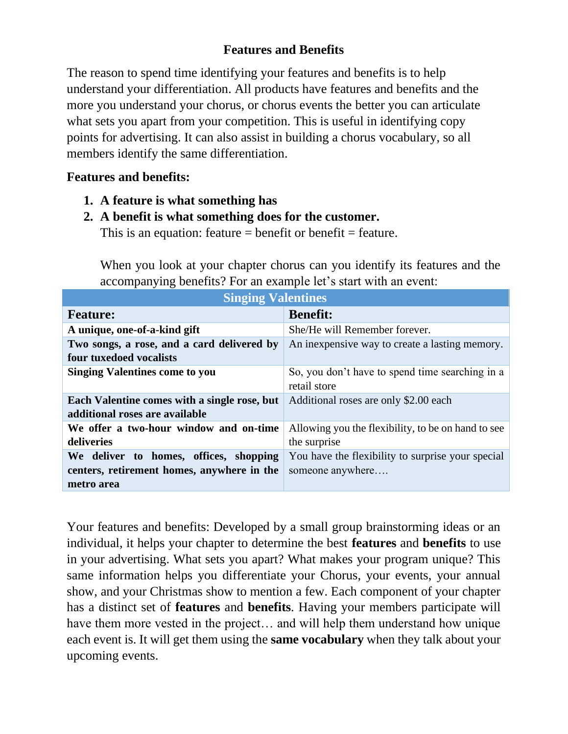## Features and Benefits

The reason to spend time identifying your features and benefits is to help understand your differentiation. All products have features and benefits and the more you understand your chorus, or chorus events the better you can articulate what sets you apart from your competition. This is useful in identifying copy points for advertising. It can also assist in building a chorus vocabulary, so all members identify the same differentiation.

**Features and benefits:**

1. **A feature is what something has**
2. **A benefit is what something does for the customer.**
   This is an equation: feature = benefit or benefit = feature.

   When you look at your chapter chorus can you identify its features and the accompanying benefits? For an example let's start with an event:

| Singing Valentines | |
|---|---|
| **Feature:** | **Benefit:** |
| **A unique, one-of-a-kind gift** | She/He will Remember forever. |
| **Two songs, a rose, and a card delivered by four tuxedoed vocalists** | An inexpensive way to create a lasting memory. |
| **Singing Valentines come to you** | So, you don't have to spend time searching in a retail store |
| **Each Valentine comes with a single rose, but additional roses are available** | Additional roses are only $2.00 each |
| **We offer a two-hour window and on-time deliveries** | Allowing you the flexibility, to be on hand to see the surprise |
| **We deliver to homes, offices, shopping centers, retirement homes, anywhere in the metro area** | You have the flexibility to surprise your special someone anywhere…. |

Your features and benefits: Developed by a small group brainstorming ideas or an individual, it helps your chapter to determine the best **features** and **benefits** to use in your advertising. What sets you apart? What makes your program unique? This same information helps you differentiate your Chorus, your events, your annual show, and your Christmas show to mention a few. Each component of your chapter has a distinct set of **features** and **benefits**. Having your members participate will have them more vested in the project… and will help them understand how unique each event is. It will get them using the **same vocabulary** when they talk about your upcoming events.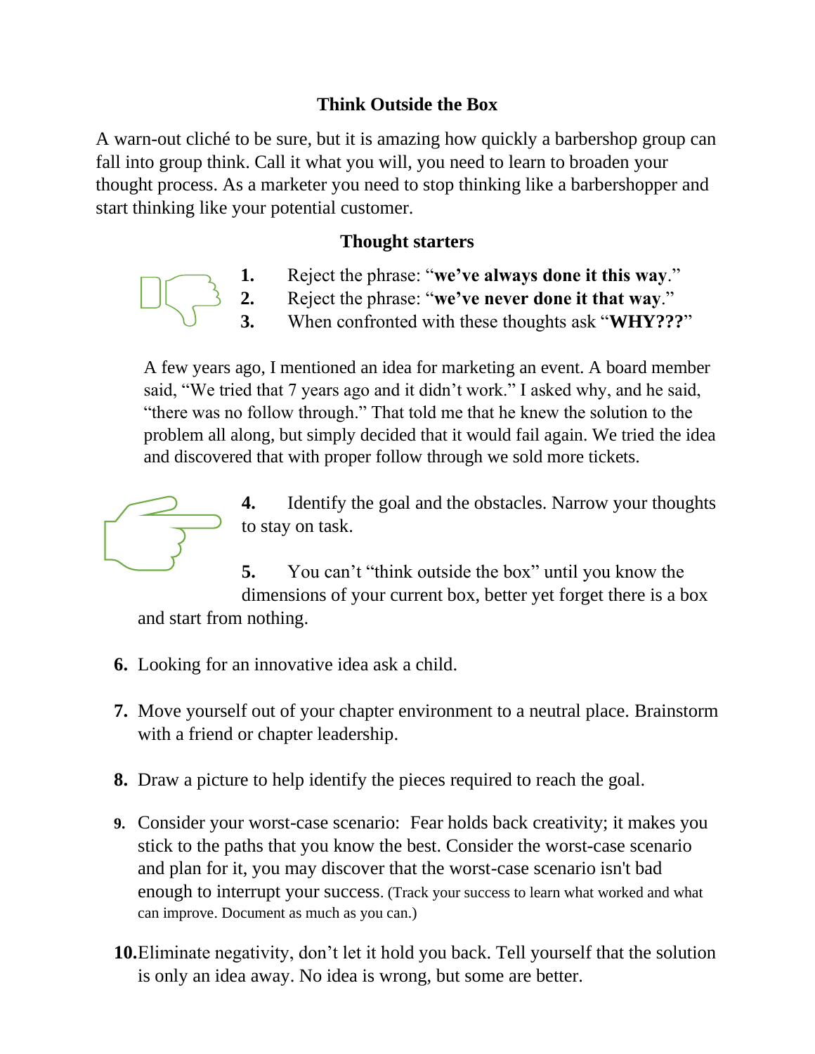## Think Outside the Box

A warn-out cliché to be sure, but it is amazing how quickly a barbershop group can fall into group think. Call it what you will, you need to learn to broaden your thought process. As a marketer you need to stop thinking like a barbershopper and start thinking like your potential customer.

### Thought starters

1. Reject the phrase: "**we've always done it this way**."
2. Reject the phrase: "**we've never done it that way**."
3. When confronted with these thoughts ask "**WHY???**"

A few years ago, I mentioned an idea for marketing an event. A board member said, "We tried that 7 years ago and it didn't work." I asked why, and he said, "there was no follow through." That told me that he knew the solution to the problem all along, but simply decided that it would fail again. We tried the idea and discovered that with proper follow through we sold more tickets.

4. Identify the goal and the obstacles. Narrow your thoughts to stay on task.
5. You can't "think outside the box" until you know the dimensions of your current box, better yet forget there is a box and start from nothing.
6. Looking for an innovative idea ask a child.
7. Move yourself out of your chapter environment to a neutral place. Brainstorm with a friend or chapter leadership.
8. Draw a picture to help identify the pieces required to reach the goal.
9. Consider your worst-case scenario: Fear holds back creativity; it makes you stick to the paths that you know the best. Consider the worst-case scenario and plan for it, you may discover that the worst-case scenario isn't bad enough to interrupt your success. (Track your success to learn what worked and what can improve. Document as much as you can.)
10. Eliminate negativity, don't let it hold you back. Tell yourself that the solution is only an idea away. No idea is wrong, but some are better.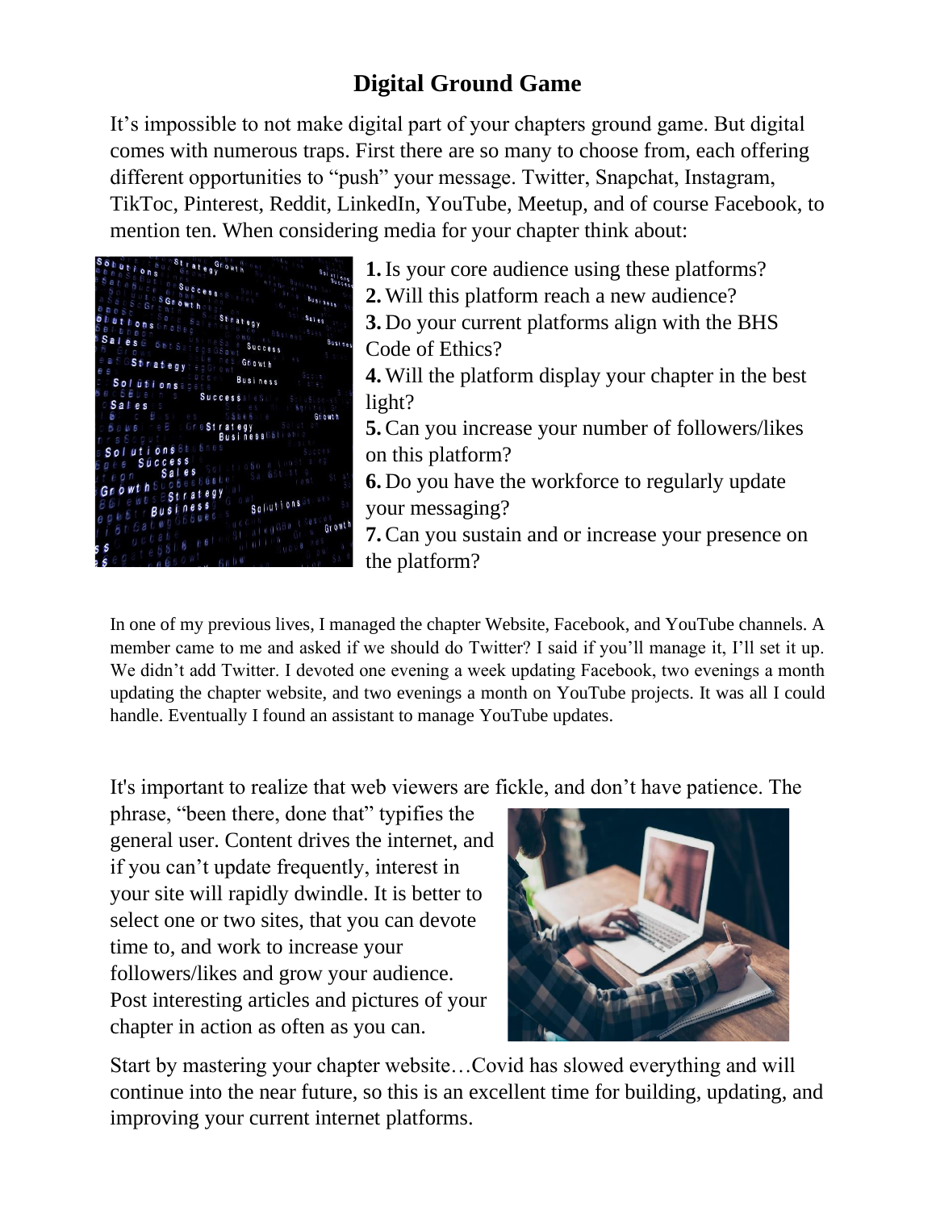# Digital Ground Game

It's impossible to not make digital part of your chapters ground game. But digital comes with numerous traps. First there are so many to choose from, each offering different opportunities to "push" your message. Twitter, Snapchat, Instagram, TikToc, Pinterest, Reddit, LinkedIn, YouTube, Meetup, and of course Facebook, to mention ten. When considering media for your chapter think about:

1. Is your core audience using these platforms?
2. Will this platform reach a new audience?
3. Do your current platforms align with the BHS Code of Ethics?
4. Will the platform display your chapter in the best light?
5. Can you increase your number of followers/likes on this platform?
6. Do you have the workforce to regularly update your messaging?
7. Can you sustain and or increase your presence on the platform?

In one of my previous lives, I managed the chapter Website, Facebook, and YouTube channels. A member came to me and asked if we should do Twitter? I said if you'll manage it, I'll set it up. We didn't add Twitter. I devoted one evening a week updating Facebook, two evenings a month updating the chapter website, and two evenings a month on YouTube projects. It was all I could handle. Eventually I found an assistant to manage YouTube updates.

It's important to realize that web viewers are fickle, and don't have patience. The phrase, "been there, done that" typifies the general user. Content drives the internet, and if you can't update frequently, interest in your site will rapidly dwindle. It is better to select one or two sites, that you can devote time to, and work to increase your followers/likes and grow your audience. Post interesting articles and pictures of your chapter in action as often as you can.

Start by mastering your chapter website…Covid has slowed everything and will continue into the near future, so this is an excellent time for building, updating, and improving your current internet platforms.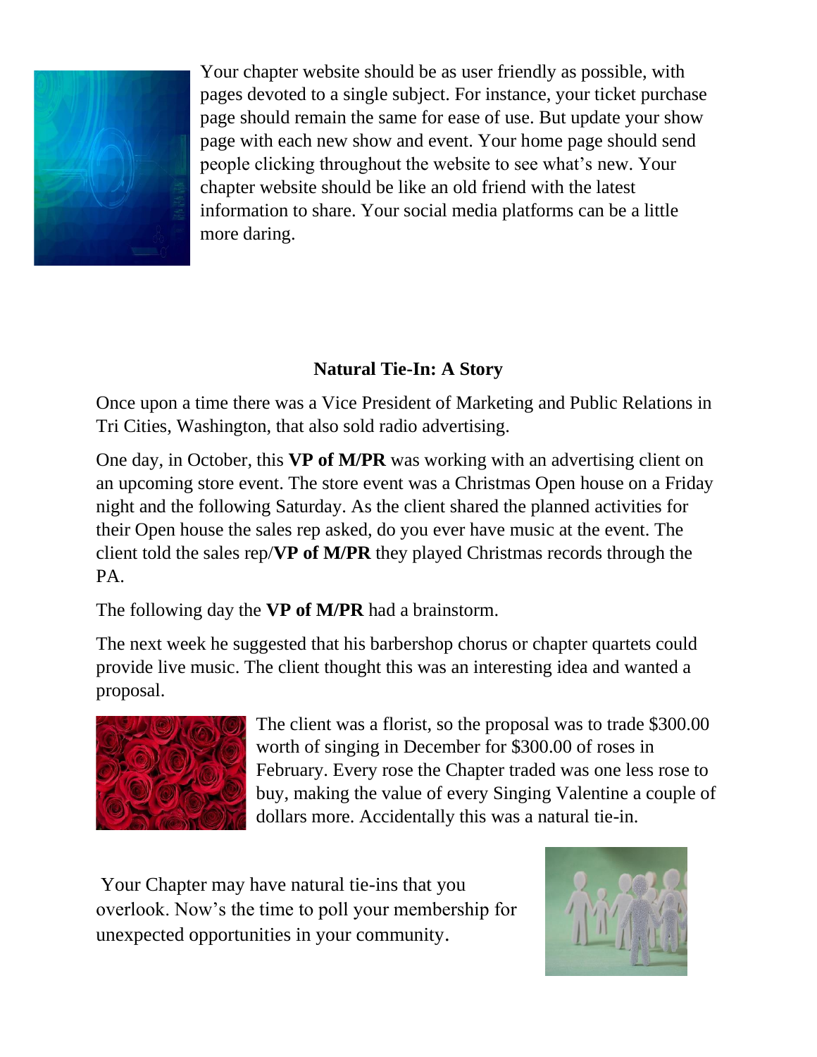Your chapter website should be as user friendly as possible, with pages devoted to a single subject. For instance, your ticket purchase page should remain the same for ease of use. But update your show page with each new show and event. Your home page should send people clicking throughout the website to see what's new. Your chapter website should be like an old friend with the latest information to share. Your social media platforms can be a little more daring.

## Natural Tie-In: A Story

Once upon a time there was a Vice President of Marketing and Public Relations in Tri Cities, Washington, that also sold radio advertising.

One day, in October, this **VP of M/PR** was working with an advertising client on an upcoming store event. The store event was a Christmas Open house on a Friday night and the following Saturday. As the client shared the planned activities for their Open house the sales rep asked, do you ever have music at the event. The client told the sales rep/**VP of M/PR** they played Christmas records through the PA.

The following day the **VP of M/PR** had a brainstorm.

The next week he suggested that his barbershop chorus or chapter quartets could provide live music. The client thought this was an interesting idea and wanted a proposal.

The client was a florist, so the proposal was to trade $300.00 worth of singing in December for $300.00 of roses in February. Every rose the Chapter traded was one less rose to buy, making the value of every Singing Valentine a couple of dollars more. Accidentally this was a natural tie-in.

Your Chapter may have natural tie-ins that you overlook. Now's the time to poll your membership for unexpected opportunities in your community.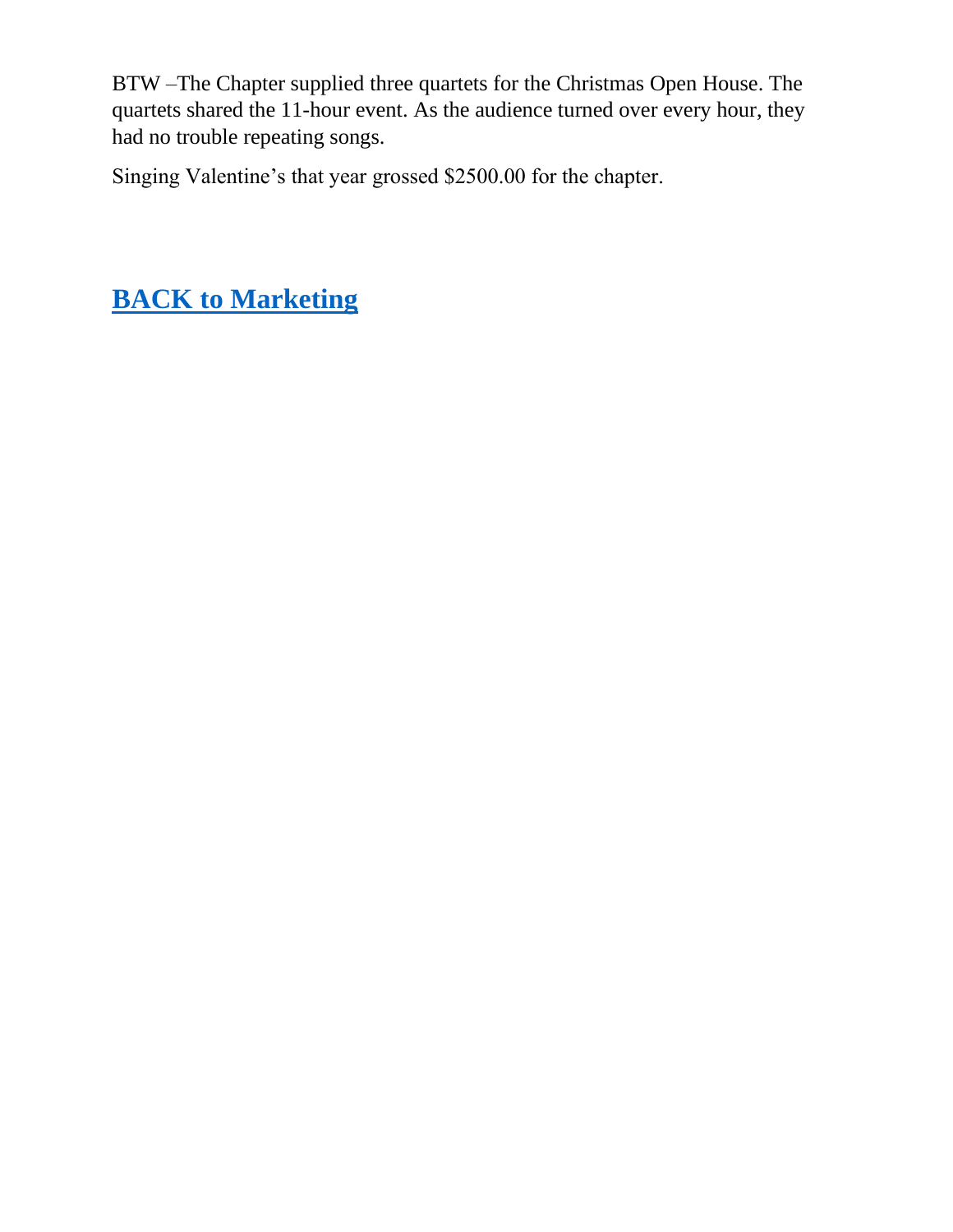BTW –The Chapter supplied three quartets for the Christmas Open House. The quartets shared the 11-hour event. As the audience turned over every hour, they had no trouble repeating songs.

Singing Valentine's that year grossed $2500.00 for the chapter.

## **BACK to Marketing**